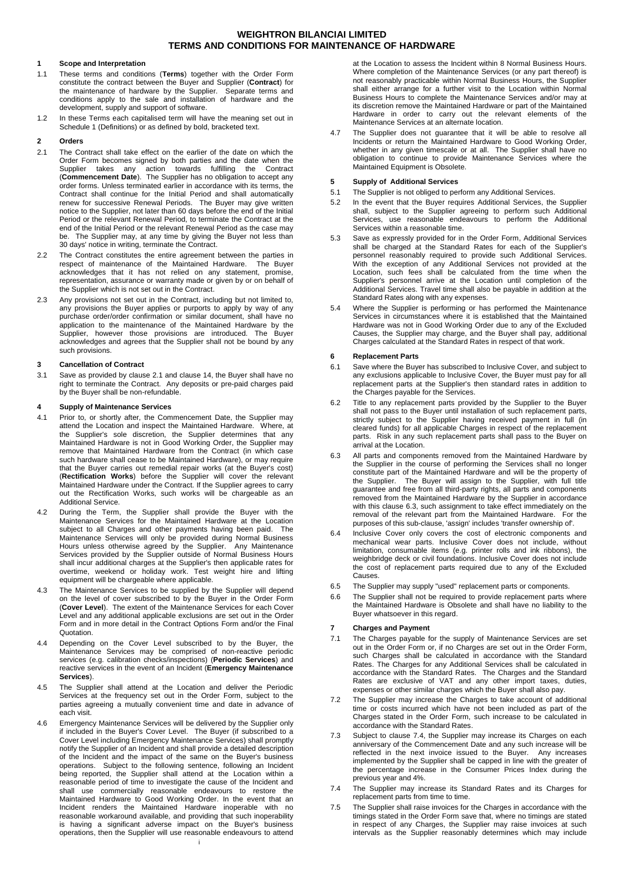# WEIGHTRON BILANCIAI LIMITED
# TERMS AND CONDITIONS FOR MAINTENANCE OF HARDWARE

## 1 Scope and Interpretation

1.1 These terms and conditions (**Terms**) together with the Order Form constitute the contract between the Buyer and Supplier (**Contract**) for the maintenance of hardware by the Supplier. Separate terms and conditions apply to the sale and installation of hardware and the development, supply and support of software.

1.2 In these Terms each capitalised term will have the meaning set out in Schedule 1 (Definitions) or as defined by bold, bracketed text.

## 2 Orders

2.1 The Contract shall take effect on the earlier of the date on which the Order Form becomes signed by both parties and the date when the Supplier takes any action towards fulfilling the Contract (**Commencement Date**). The Supplier has no obligation to accept any order forms. Unless terminated earlier in accordance with its terms, the Contract shall continue for the Initial Period and shall automatically renew for successive Renewal Periods. The Buyer may give written notice to the Supplier, not later than 60 days before the end of the Initial Period or the relevant Renewal Period, to terminate the Contract at the end of the Initial Period or the relevant Renewal Period as the case may be. The Supplier may, at any time by giving the Buyer not less than 30 days' notice in writing, terminate the Contract.

2.2 The Contract constitutes the entire agreement between the parties in respect of maintenance of the Maintained Hardware. The Buyer acknowledges that it has not relied on any statement, promise, representation, assurance or warranty made or given by or on behalf of the Supplier which is not set out in the Contract.

2.3 Any provisions not set out in the Contract, including but not limited to, any provisions the Buyer applies or purports to apply by way of any purchase order/order confirmation or similar document, shall have no application to the maintenance of the Maintained Hardware by the Supplier, however those provisions are introduced. The Buyer acknowledges and agrees that the Supplier shall not be bound by any such provisions.

## 3 Cancellation of Contract

3.1 Save as provided by clause 2.1 and clause 14, the Buyer shall have no right to terminate the Contract. Any deposits or pre-paid charges paid by the Buyer shall be non-refundable.

## 4 Supply of Maintenance Services

4.1 Prior to, or shortly after, the Commencement Date, the Supplier may attend the Location and inspect the Maintained Hardware. Where, at the Supplier's sole discretion, the Supplier determines that any Maintained Hardware is not in Good Working Order, the Supplier may remove that Maintained Hardware from the Contract (in which case such hardware shall cease to be Maintained Hardware), or may require that the Buyer carries out remedial repair works (at the Buyer's cost) (**Rectification Works**) before the Supplier will cover the relevant Maintained Hardware under the Contract. If the Supplier agrees to carry out the Rectification Works, such works will be chargeable as an Additional Service.

4.2 During the Term, the Supplier shall provide the Buyer with the Maintenance Services for the Maintained Hardware at the Location subject to all Charges and other payments having been paid. The Maintenance Services will only be provided during Normal Business Hours unless otherwise agreed by the Supplier. Any Maintenance Services provided by the Supplier outside of Normal Business Hours shall incur additional charges at the Supplier's then applicable rates for overtime, weekend or holiday work. Test weight hire and lifting equipment will be chargeable where applicable.

4.3 The Maintenance Services to be supplied by the Supplier will depend on the level of cover subscribed to by the Buyer in the Order Form (**Cover Level**). The extent of the Maintenance Services for each Cover Level and any additional applicable exclusions are set out in the Order Form and in more detail in the Contract Options Form and/or the Final Quotation.

4.4 Depending on the Cover Level subscribed to by the Buyer, the Maintenance Services may be comprised of non-reactive periodic services (e.g. calibration checks/inspections) (**Periodic Services**) and reactive services in the event of an Incident (**Emergency Maintenance Services**).

4.5 The Supplier shall attend at the Location and deliver the Periodic Services at the frequency set out in the Order Form, subject to the parties agreeing a mutually convenient time and date in advance of each visit.

4.6 Emergency Maintenance Services will be delivered by the Supplier only if included in the Buyer's Cover Level. The Buyer (if subscribed to a Cover Level including Emergency Maintenance Services) shall promptly notify the Supplier of an Incident and shall provide a detailed description of the Incident and the impact of the same on the Buyer's business operations. Subject to the following sentence, following an Incident being reported, the Supplier shall attend at the Location within a reasonable period of time to investigate the cause of the Incident and shall use commercially reasonable endeavours to restore the Maintained Hardware to Good Working Order. In the event that an Incident renders the Maintained Hardware inoperable with no reasonable workaround available, and providing that such inoperability is having a significant adverse impact on the Buyer's business operations, then the Supplier will use reasonable endeavours to attend at the Location to assess the Incident within 8 Normal Business Hours. Where completion of the Maintenance Services (or any part thereof) is not reasonably practicable within Normal Business Hours, the Supplier shall either arrange for a further visit to the Location within Normal Business Hours to complete the Maintenance Services and/or may at its discretion remove the Maintained Hardware or part of the Maintained Hardware in order to carry out the relevant elements of the Maintenance Services at an alternate location.

4.7 The Supplier does not guarantee that it will be able to resolve all Incidents or return the Maintained Hardware to Good Working Order, whether in any given timescale or at all. The Supplier shall have no obligation to continue to provide Maintenance Services where the Maintained Equipment is Obsolete.

## 5 Supply of Additional Services

5.1 The Supplier is not obliged to perform any Additional Services.

5.2 In the event that the Buyer requires Additional Services, the Supplier shall, subject to the Supplier agreeing to perform such Additional Services, use reasonable endeavours to perform the Additional Services within a reasonable time.

5.3 Save as expressly provided for in the Order Form, Additional Services shall be charged at the Standard Rates for each of the Supplier's personnel reasonably required to provide such Additional Services. With the exception of any Additional Services not provided at the Location, such fees shall be calculated from the time when the Supplier's personnel arrive at the Location until completion of the Additional Services. Travel time shall also be payable in addition at the Standard Rates along with any expenses.

5.4 Where the Supplier is performing or has performed the Maintenance Services in circumstances where it is established that the Maintained Hardware was not in Good Working Order due to any of the Excluded Causes, the Supplier may charge, and the Buyer shall pay, additional Charges calculated at the Standard Rates in respect of that work.

## 6 Replacement Parts

6.1 Save where the Buyer has subscribed to Inclusive Cover, and subject to any exclusions applicable to Inclusive Cover, the Buyer must pay for all replacement parts at the Supplier's then standard rates in addition to the Charges payable for the Services.

6.2 Title to any replacement parts provided by the Supplier to the Buyer shall not pass to the Buyer until installation of such replacement parts, strictly subject to the Supplier having received payment in full (in cleared funds) for all applicable Charges in respect of the replacement parts. Risk in any such replacement parts shall pass to the Buyer on arrival at the Location.

6.3 All parts and components removed from the Maintained Hardware by the Supplier in the course of performing the Services shall no longer constitute part of the Maintained Hardware and will be the property of the Supplier. The Buyer will assign to the Supplier, with full title guarantee and free from all third-party rights, all parts and components removed from the Maintained Hardware by the Supplier in accordance with this clause 6.3, such assignment to take effect immediately on the removal of the relevant part from the Maintained Hardware. For the purposes of this sub-clause, 'assign' includes 'transfer ownership of'.

6.4 Inclusive Cover only covers the cost of electronic components and mechanical wear parts. Inclusive Cover does not include, without limitation, consumable items (e.g. printer rolls and ink ribbons), the weighbridge deck or civil foundations. Inclusive Cover does not include the cost of replacement parts required due to any of the Excluded Causes.

6.5 The Supplier may supply "used" replacement parts or components.

6.6 The Supplier shall not be required to provide replacement parts where the Maintained Hardware is Obsolete and shall have no liability to the Buyer whatsoever in this regard.

## 7 Charges and Payment

7.1 The Charges payable for the supply of Maintenance Services are set out in the Order Form or, if no Charges are set out in the Order Form, such Charges shall be calculated in accordance with the Standard Rates. The Charges for any Additional Services shall be calculated in accordance with the Standard Rates. The Charges and the Standard Rates are exclusive of VAT and any other import taxes, duties, expenses or other similar charges which the Buyer shall also pay.

7.2 The Supplier may increase the Charges to take account of additional time or costs incurred which have not been included as part of the Charges stated in the Order Form, such increase to be calculated in accordance with the Standard Rates.

7.3 Subject to clause 7.4, the Supplier may increase its Charges on each anniversary of the Commencement Date and any such increase will be reflected in the next invoice issued to the Buyer. Any increases implemented by the Supplier shall be capped in line with the greater of the percentage increase in the Consumer Prices Index during the previous year and 4%.

7.4 The Supplier may increase its Standard Rates and its Charges for replacement parts from time to time.

7.5 The Supplier shall raise invoices for the Charges in accordance with the timings stated in the Order Form save that, where no timings are stated in respect of any Charges, the Supplier may raise invoices at such intervals as the Supplier reasonably determines which may include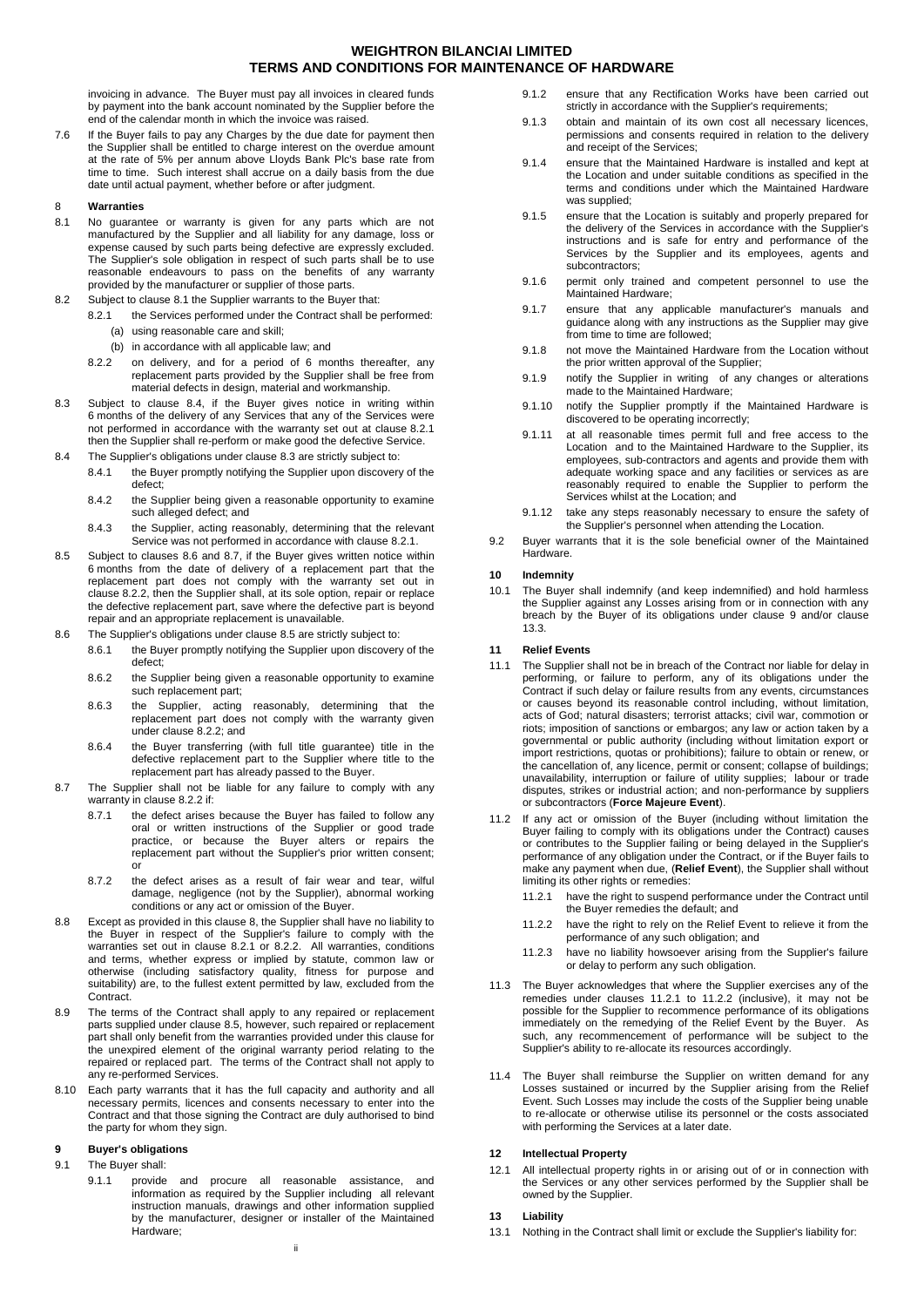invoicing in advance. The Buyer must pay all invoices in cleared funds by payment into the bank account nominated by the Supplier before the end of the calendar month in which the invoice was raised.

7.6 If the Buyer fails to pay any Charges by the due date for payment then the Supplier shall be entitled to charge interest on the overdue amount at the rate of 5% per annum above Lloyds Bank Plc's base rate from time to time. Such interest shall accrue on a daily basis from the due date until actual payment, whether before or after judgment.

## 8 Warranties

8.1 No guarantee or warranty is given for any parts which are not manufactured by the Supplier and all liability for any damage, loss or expense caused by such parts being defective are expressly excluded. The Supplier's sole obligation in respect of such parts shall be to use reasonable endeavours to pass on the benefits of any warranty provided by the manufacturer or supplier of those parts.

8.2 Subject to clause 8.1 the Supplier warrants to the Buyer that:

8.2.1 the Services performed under the Contract shall be performed:

(a) using reasonable care and skill; and

(b) in accordance with all applicable law; and

8.2.2 on delivery, and for a period of 6 months thereafter, any replacement parts provided by the Supplier shall be free from material defects in design, material and workmanship.

8.3 Subject to clause 8.4, if the Buyer gives notice in writing within 6 months of the delivery of any Services that any of the Services were not performed in accordance with the warranty set out at clause 8.2.1 then the Supplier shall re-perform or make good the defective Service.

8.4 The Supplier's obligations under clause 8.3 are strictly subject to:

8.4.1 the Buyer promptly notifying the Supplier upon discovery of the defect;

8.4.2 the Supplier being given a reasonable opportunity to examine such alleged defect; and

8.4.3 the Supplier, acting reasonably, determining that the relevant Service was not performed in accordance with clause 8.2.1.

8.5 Subject to clauses 8.6 and 8.7, if the Buyer gives written notice within 6 months from the date of delivery of a replacement part that the replacement part does not comply with the warranty set out in clause 8.2.2, then the Supplier shall, at its sole option, repair or replace the defective replacement part, save where the defective part is beyond repair and an appropriate replacement is unavailable.

8.6 The Supplier's obligations under clause 8.5 are strictly subject to:

8.6.1 the Buyer promptly notifying the Supplier upon discovery of the defect;

8.6.2 the Supplier being given a reasonable opportunity to examine such replacement part;

8.6.3 the Supplier, acting reasonably, determining that the replacement part does not comply with the warranty given under clause 8.2.2; and

8.6.4 the Buyer transferring (with full title guarantee) title in the defective replacement part to the Supplier where title to the replacement part has already passed to the Buyer.

8.7 The Supplier shall not be liable for any failure to comply with any warranty in clause 8.2.2 if:

8.7.1 the defect arises because the Buyer has failed to follow any oral or written instructions of the Supplier or good trade practice, or because the Buyer alters or repairs the replacement part without the Supplier's prior written consent; or

8.7.2 the defect arises as a result of fair wear and tear, wilful damage, negligence (not by the Supplier), abnormal working conditions or any act or omission of the Buyer.

8.8 Except as provided in this clause 8, the Supplier shall have no liability to the Buyer in respect of the Supplier's failure to comply with the warranties set out in clause 8.2.1 or 8.2.2. All warranties, conditions and terms, whether express or implied by statute, common law or otherwise (including satisfactory quality, fitness for purpose and suitability) are, to the fullest extent permitted by law, excluded from the Contract.

8.9 The terms of the Contract shall apply to any repaired or replacement parts supplied under clause 8.5, however, such repaired or replacement part shall only benefit from the warranties provided under this clause for the unexpired element of the original warranty period relating to the repaired or replaced part. The terms of the Contract shall not apply to any re-performed Services.

8.10 Each party warrants that it has the full capacity and authority and all necessary permits, licences and consents necessary to enter into the Contract and that those signing the Contract are duly authorised to bind the party for whom they sign.

## 9 Buyer's obligations

9.1 The Buyer shall:

9.1.1 provide and procure all reasonable assistance, and information as required by the Supplier including all relevant instruction manuals, drawings and other information supplied by the manufacturer, designer or installer of the Maintained Hardware;

9.1.2 ensure that any Rectification Works have been carried out strictly in accordance with the Supplier's requirements;

9.1.3 obtain and maintain of its own cost all necessary licences, permissions and consents required in relation to the delivery and receipt of the Services;

9.1.4 ensure that the Maintained Hardware is installed and kept at the Location and under suitable conditions as specified in the terms and conditions under which the Maintained Hardware was supplied;

9.1.5 ensure that the Location is suitably and properly prepared for the delivery of the Services in accordance with the Supplier's instructions and is safe for entry and performance of the Services by the Supplier and its employees, agents and subcontractors;

9.1.6 permit only trained and competent personnel to use the Maintained Hardware;

9.1.7 ensure that any applicable manufacturer's manuals and guidance along with any instructions as the Supplier may give from time to time are followed;

9.1.8 not move the Maintained Hardware from the Location without the prior written approval of the Supplier;

9.1.9 notify the Supplier in writing of any changes or alterations made to the Maintained Hardware;

9.1.10 notify the Supplier promptly if the Maintained Hardware is discovered to be operating incorrectly;

9.1.11 at all reasonable times permit full and free access to the Location and to the Maintained Hardware to the Supplier, its employees, sub-contractors and agents and provide them with adequate working space and any facilities or services as are reasonably required to enable the Supplier to perform the Services whilst at the Location; and

9.1.12 take any steps reasonably necessary to ensure the safety of the Supplier's personnel when attending the Location.

9.2 Buyer warrants that it is the sole beneficial owner of the Maintained Hardware.

## 10 Indemnity

10.1 The Buyer shall indemnify (and keep indemnified) and hold harmless the Supplier against any Losses arising from or in connection with any breach by the Buyer of its obligations under clause 9 and/or clause 13.3.

## 11 Relief Events

11.1 The Supplier shall not be in breach of the Contract nor liable for delay in performing, or failure to perform, any of its obligations under the Contract if such delay or failure results from any events, circumstances or causes beyond its reasonable control including, without limitation, acts of God; natural disasters; terrorist attacks; civil war, commotion or riots; imposition of sanctions or embargos; any law or action taken by a governmental or public authority (including without limitation export or import restrictions, quotas or prohibitions); failure to obtain or renew, or the cancellation of, any licence, permit or consent; collapse of buildings; unavailability, interruption or failure of utility supplies; labour or trade disputes, strikes or industrial action; and non-performance by suppliers or subcontractors (**Force Majeure Event**).

11.2 If any act or omission of the Buyer (including without limitation the Buyer failing to comply with its obligations under the Contract) causes or contributes to the Supplier failing or being delayed in the Supplier's performance of any obligation under the Contract, or if the Buyer fails to make any payment when due, (**Relief Event**), the Supplier shall without limiting its other rights or remedies:

11.2.1 have the right to suspend performance under the Contract until the Buyer remedies the default; and

11.2.2 have the right to rely on the Relief Event to relieve it from the performance of any such obligation; and

11.2.3 have no liability howsoever arising from the Supplier's failure or delay to perform any such obligation.

11.3 The Buyer acknowledges that where the Supplier exercises any of the remedies under clauses 11.2.1 to 11.2.2 (inclusive), it may not be possible for the Supplier to recommence performance of its obligations immediately on the remedying of the Relief Event by the Buyer. As such, any recommencement of performance will be subject to the Supplier's ability to re-allocate its resources accordingly.

11.4 The Buyer shall reimburse the Supplier on written demand for any Losses sustained or incurred by the Supplier arising from the Relief Event. Such Losses may include the costs of the Supplier being unable to re-allocate or otherwise utilise its personnel or the costs associated with performing the Services at a later date.

## 12 Intellectual Property

12.1 All intellectual property rights in or arising out of or in connection with the Services or any other services performed by the Supplier shall be owned by the Supplier.

## 13 Liability

13.1 Nothing in the Contract shall limit or exclude the Supplier's liability for: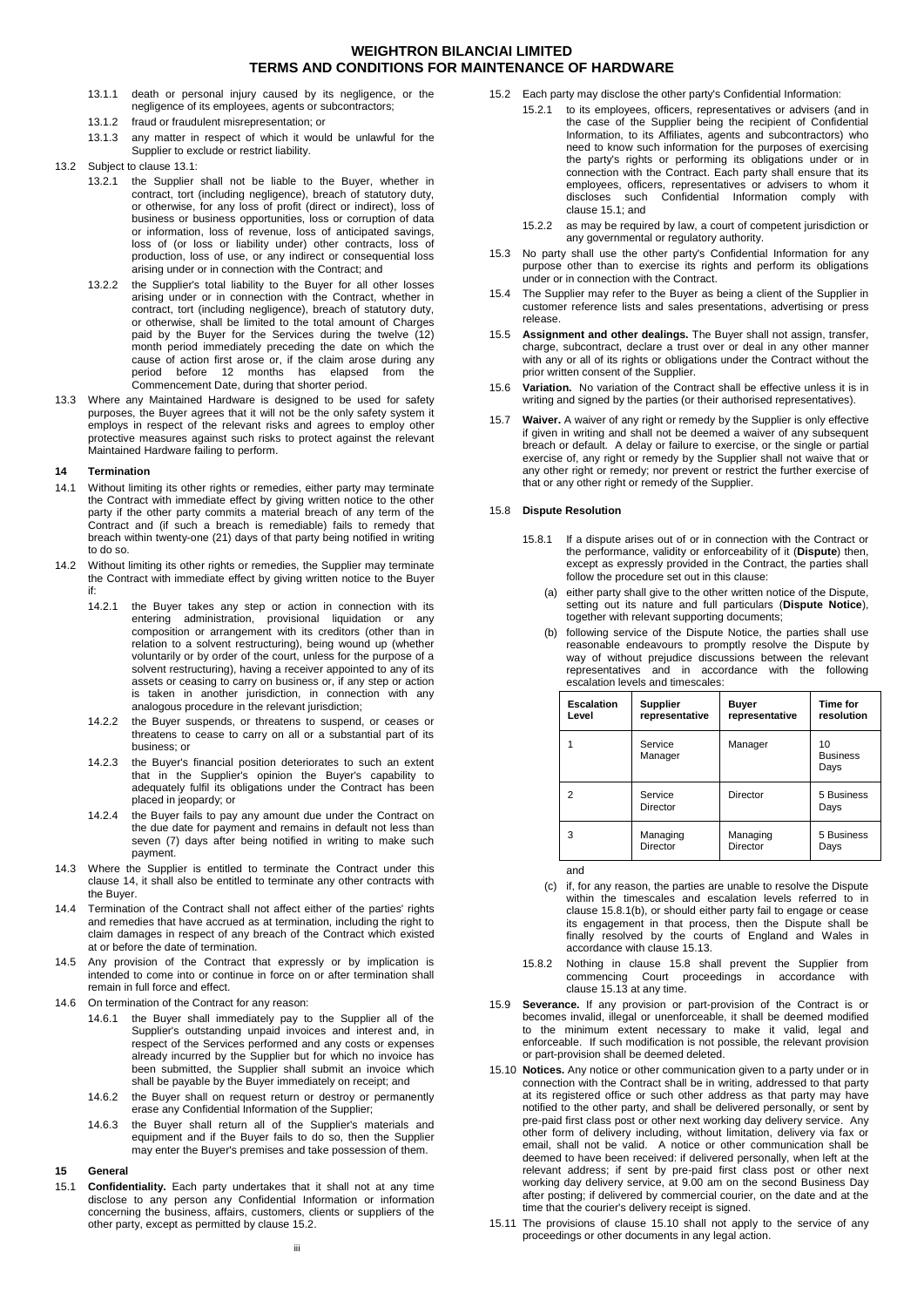13.1.1 death or personal injury caused by its negligence, or the negligence of its employees, agents or subcontractors;

13.1.2 fraud or fraudulent misrepresentation; or

13.1.3 any matter in respect of which it would be unlawful for the Supplier to exclude or restrict liability.

13.2 Subject to clause 13.1:

13.2.1 the Supplier shall not be liable to the Buyer, whether in contract, tort (including negligence), breach of statutory duty, or otherwise, for any loss of profit (direct or indirect), loss of business or business opportunities, loss or corruption of data or information, loss of revenue, loss of anticipated savings, loss of (or loss or liability under) other contracts, loss of production, loss of use, or any indirect or consequential loss arising under or in connection with the Contract; and

13.2.2 the Supplier's total liability to the Buyer for all other losses arising under or in connection with the Contract, whether in contract, tort (including negligence), breach of statutory duty, or otherwise, shall be limited to the total amount of Charges paid by the Buyer for the Services during the twelve (12) month period immediately preceding the date on which the cause of action first arose or, if the claim arose during any period before 12 months has elapsed from the Commencement Date, during that shorter period.

13.3 Where any Maintained Hardware is designed to be used for safety purposes, the Buyer agrees that it will not be the only safety system it employs in respect of the relevant risks and agrees to employ other protective measures against such risks to protect against the relevant Maintained Hardware failing to perform.

## 14 Termination

14.1 Without limiting its other rights or remedies, either party may terminate the Contract with immediate effect by giving written notice to the other party if the other party commits a material breach of any term of the Contract and (if such a breach is remediable) fails to remedy that breach within twenty-one (21) days of that party being notified in writing to do so.

14.2 Without limiting its other rights or remedies, the Supplier may terminate the Contract with immediate effect by giving written notice to the Buyer if:

14.2.1 the Buyer takes any step or action in connection with its entering administration, provisional liquidation or any composition or arrangement with its creditors (other than in relation to a solvent restructuring), being wound up (whether voluntarily or by order of the court, unless for the purpose of a solvent restructuring), having a receiver appointed to any of its assets or ceasing to carry on business or, if any step or action is taken in another jurisdiction, in connection with any analogous procedure in the relevant jurisdiction;

14.2.2 the Buyer suspends, or threatens to suspend, or ceases or threatens to cease to carry on all or a substantial part of its business; or

14.2.3 the Buyer's financial position deteriorates to such an extent that in the Supplier's opinion the Buyer's capability to adequately fulfil its obligations under the Contract has been placed in jeopardy; or

14.2.4 the Buyer fails to pay any amount due under the Contract on the due date for payment and remains in default not less than seven (7) days after being notified in writing to make such payment.

14.3 Where the Supplier is entitled to terminate the Contract under this clause 14, it shall also be entitled to terminate any other contracts with the Buyer.

14.4 Termination of the Contract shall not affect either of the parties' rights and remedies that have accrued as at termination, including the right to claim damages in respect of any breach of the Contract which existed at or before the date of termination.

14.5 Any provision of the Contract that expressly or by implication is intended to come into or continue in force on or after termination shall remain in full force and effect.

14.6 On termination of the Contract for any reason:

14.6.1 the Buyer shall immediately pay to the Supplier all of the Supplier's outstanding unpaid invoices and interest and, in respect of the Services performed and any costs or expenses already incurred by the Supplier but for which no invoice has been submitted, the Supplier shall submit an invoice which shall be payable by the Buyer immediately on receipt; and

14.6.2 the Buyer shall on request return or destroy or permanently erase any Confidential Information of the Supplier;

14.6.3 the Buyer shall return all of the Supplier's materials and equipment and if the Buyer fails to do so, then the Supplier may enter the Buyer's premises and take possession of them.

## 15 General

15.1 **Confidentiality.** Each party undertakes that it shall not at any time disclose to any person any Confidential Information or information concerning the business, affairs, customers, clients or suppliers of the other party, except as permitted by clause 15.2.

15.2 Each party may disclose the other party's Confidential Information:

15.2.1 to its employees, officers, representatives or advisers (and in the case of the Supplier being the recipient of Confidential Information, to its Affiliates, agents and subcontractors) who need to know such information for the purposes of exercising the party's rights or performing its obligations under or in connection with the Contract. Each party shall ensure that its employees, officers, representatives or advisers to whom it discloses such Confidential Information comply with clause 15.1; and

15.2.2 as may be required by law, a court of competent jurisdiction or any governmental or regulatory authority.

15.3 No party shall use the other party's Confidential Information for any purpose other than to exercise its rights and perform its obligations under or in connection with the Contract.

15.4 The Supplier may refer to the Buyer as being a client of the Supplier in customer reference lists and sales presentations, advertising or press release.

15.5 **Assignment and other dealings.** The Buyer shall not assign, transfer, charge, subcontract, declare a trust over or deal in any other manner with any or all of its rights or obligations under the Contract without the prior written consent of the Supplier.

15.6 **Variation.** No variation of the Contract shall be effective unless it is in writing and signed by the parties (or their authorised representatives).

15.7 **Waiver.** A waiver of any right or remedy by the Supplier is only effective if given in writing and shall not be deemed a waiver of any subsequent breach or default. A delay or failure to exercise, or the single or partial exercise of, any right or remedy by the Supplier shall not waive that or any other right or remedy; nor prevent or restrict the further exercise of that or any other right or remedy of the Supplier.

15.8 **Dispute Resolution**

15.8.1 If a dispute arises out of or in connection with the Contract or the performance, validity or enforceability of it (**Dispute**) then, except as expressly provided in the Contract, the parties shall follow the procedure set out in this clause:

(a) either party shall give to the other written notice of the Dispute, setting out its nature and full particulars (**Dispute Notice**), together with relevant supporting documents;

(b) following service of the Dispute Notice, the parties shall use reasonable endeavours to promptly resolve the Dispute by way of without prejudice discussions between the relevant representatives and in accordance with the following escalation levels and timescales:

| Escalation Level | Supplier representative | Buyer representative | Time for resolution |
|---|---|---|---|
| 1 | Service Manager | Manager | 10 Business Days |
| 2 | Service Director | Director | 5 Business Days |
| 3 | Managing Director | Managing Director | 5 Business Days |

and

(c) if, for any reason, the parties are unable to resolve the Dispute within the timescales and escalation levels referred to in clause 15.8.1(b), or should either party fail to engage or cease its engagement in that process, then the Dispute shall be finally resolved by the courts of England and Wales in accordance with clause 15.13.

15.8.2 Nothing in clause 15.8 shall prevent the Supplier from commencing Court proceedings in accordance with clause 15.13 at any time.

15.9 **Severance.** If any provision or part-provision of the Contract is or becomes invalid, illegal or unenforceable, it shall be deemed modified to the minimum extent necessary to make it valid, legal and enforceable. If such modification is not possible, the relevant provision or part-provision shall be deemed deleted.

15.10 **Notices.** Any notice or other communication given to a party under or in connection with the Contract shall be in writing, addressed to that party at its registered office or such other address as that party may have notified to the other party, and shall be delivered personally, or sent by pre-paid first class post or other next working day delivery service. Any other form of delivery including, without limitation, delivery via fax or email, shall not be valid. A notice or other communication shall be deemed to have been received: if delivered personally, when left at the relevant address; if sent by pre-paid first class post or other next working day delivery service, at 9.00 am on the second Business Day after posting; if delivered by commercial courier, on the date and at the time that the courier's delivery receipt is signed.

15.11 The provisions of clause 15.10 shall not apply to the service of any proceedings or other documents in any legal action.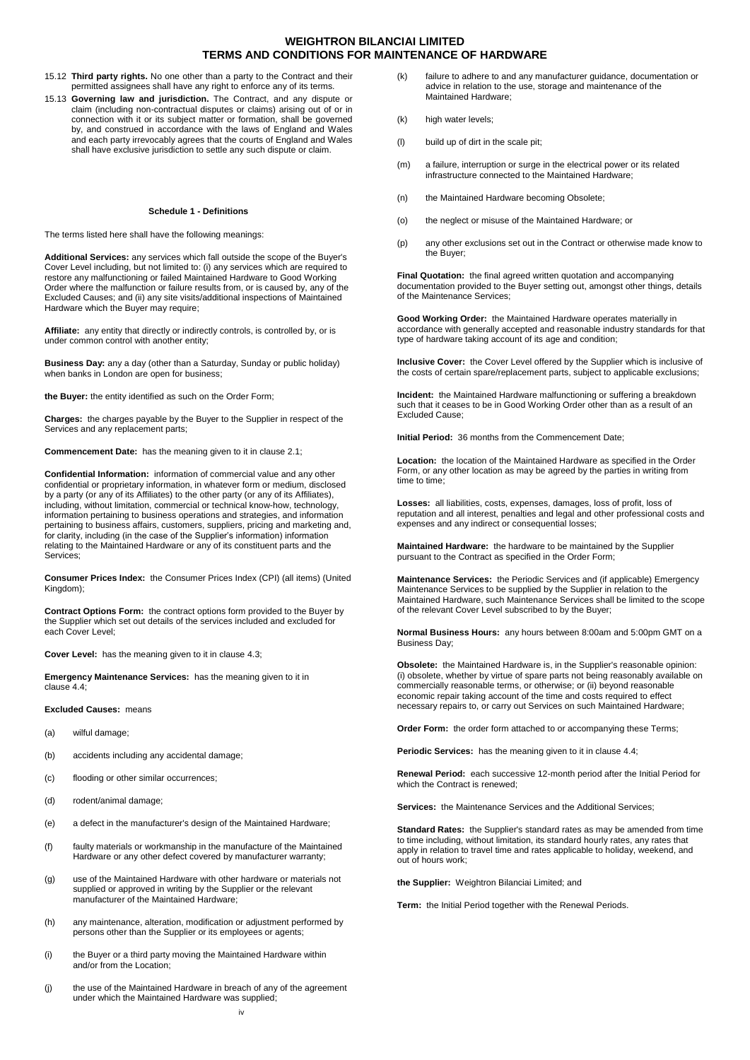# WEIGHTRON BILANCIAI LIMITED
# TERMS AND CONDITIONS FOR MAINTENANCE OF HARDWARE

15.12 **Third party rights.** No one other than a party to the Contract and their permitted assignees shall have any right to enforce any of its terms.

15.13 **Governing law and jurisdiction.** The Contract, and any dispute or claim (including non-contractual disputes or claims) arising out of or in connection with it or its subject matter or formation, shall be governed by, and construed in accordance with the laws of England and Wales and each party irrevocably agrees that the courts of England and Wales shall have exclusive jurisdiction to settle any such dispute or claim.

### Schedule 1 - Definitions

The terms listed here shall have the following meanings:

**Additional Services:** any services which fall outside the scope of the Buyer's Cover Level including, but not limited to: (i) any services which are required to restore any malfunctioning or failed Maintained Hardware to Good Working Order where the malfunction or failure results from, or is caused by, any of the Excluded Causes; and (ii) any site visits/additional inspections of Maintained Hardware which the Buyer may require;

**Affiliate:** any entity that directly or indirectly controls, is controlled by, or is under common control with another entity;

**Business Day:** any a day (other than a Saturday, Sunday or public holiday) when banks in London are open for business;

**the Buyer:** the entity identified as such on the Order Form;

**Charges:** the charges payable by the Buyer to the Supplier in respect of the Services and any replacement parts;

**Commencement Date:** has the meaning given to it in clause 2.1;

**Confidential Information:** information of commercial value and any other confidential or proprietary information, in whatever form or medium, disclosed by a party (or any of its Affiliates) to the other party (or any of its Affiliates), including, without limitation, commercial or technical know-how, technology, information pertaining to business operations and strategies, and information pertaining to business affairs, customers, suppliers, pricing and marketing and, for clarity, including (in the case of the Supplier's information) information relating to the Maintained Hardware or any of its constituent parts and the Services;

**Consumer Prices Index:** the Consumer Prices Index (CPI) (all items) (United Kingdom);

**Contract Options Form:** the contract options form provided to the Buyer by the Supplier which set out details of the services included and excluded for each Cover Level;

**Cover Level:** has the meaning given to it in clause 4.3;

**Emergency Maintenance Services:** has the meaning given to it in clause 4.4;

**Excluded Causes:** means

(a) wilful damage;

(b) accidents including any accidental damage;

(c) flooding or other similar occurrences;

(d) rodent/animal damage;

(e) a defect in the manufacturer's design of the Maintained Hardware;

(f) faulty materials or workmanship in the manufacture of the Maintained Hardware or any other defect covered by manufacturer warranty;

(g) use of the Maintained Hardware with other hardware or materials not supplied or approved in writing by the Supplier or the relevant manufacturer of the Maintained Hardware;

(h) any maintenance, alteration, modification or adjustment performed by persons other than the Supplier or its employees or agents;

(i) the Buyer or a third party moving the Maintained Hardware within and/or from the Location;

(j) the use of the Maintained Hardware in breach of any of the agreement under which the Maintained Hardware was supplied;

(k) failure to adhere to and any manufacturer guidance, documentation or advice in relation to the use, storage and maintenance of the Maintained Hardware;

(k) high water levels;

(l) build up of dirt in the scale pit;

(m) a failure, interruption or surge in the electrical power or its related infrastructure connected to the Maintained Hardware;

(n) the Maintained Hardware becoming Obsolete;

(o) the neglect or misuse of the Maintained Hardware; or

(p) any other exclusions set out in the Contract or otherwise made know to the Buyer;

**Final Quotation:** the final agreed written quotation and accompanying documentation provided to the Buyer setting out, amongst other things, details of the Maintenance Services;

**Good Working Order:** the Maintained Hardware operates materially in accordance with generally accepted and reasonable industry standards for that type of hardware taking account of its age and condition;

**Inclusive Cover:** the Cover Level offered by the Supplier which is inclusive of the costs of certain spare/replacement parts, subject to applicable exclusions;

**Incident:** the Maintained Hardware malfunctioning or suffering a breakdown such that it ceases to be in Good Working Order other than as a result of an Excluded Cause;

**Initial Period:** 36 months from the Commencement Date;

**Location:** the location of the Maintained Hardware as specified in the Order Form, or any other location as may be agreed by the parties in writing from time to time;

**Losses:** all liabilities, costs, expenses, damages, loss of profit, loss of reputation and all interest, penalties and legal and other professional costs and expenses and any indirect or consequential losses;

**Maintained Hardware:** the hardware to be maintained by the Supplier pursuant to the Contract as specified in the Order Form;

**Maintenance Services:** the Periodic Services and (if applicable) Emergency Maintenance Services to be supplied by the Supplier in relation to the Maintained Hardware, such Maintenance Services shall be limited to the scope of the relevant Cover Level subscribed to by the Buyer;

**Normal Business Hours:** any hours between 8:00am and 5:00pm GMT on a Business Day;

**Obsolete:** the Maintained Hardware is, in the Supplier's reasonable opinion: (i) obsolete, whether by virtue of spare parts not being reasonably available on commercially reasonable terms, or otherwise; or (ii) beyond reasonable economic repair taking account of the time and costs required to effect necessary repairs to, or carry out Services on such Maintained Hardware;

**Order Form:** the order form attached to or accompanying these Terms;

**Periodic Services:** has the meaning given to it in clause 4.4;

**Renewal Period:** each successive 12-month period after the Initial Period for which the Contract is renewed;

**Services:** the Maintenance Services and the Additional Services;

**Standard Rates:** the Supplier's standard rates as may be amended from time to time including, without limitation, its standard hourly rates, any rates that apply in relation to travel time and rates applicable to holiday, weekend, and out of hours work;

**the Supplier:** Weightron Bilanciai Limited; and

**Term:** the Initial Period together with the Renewal Periods.